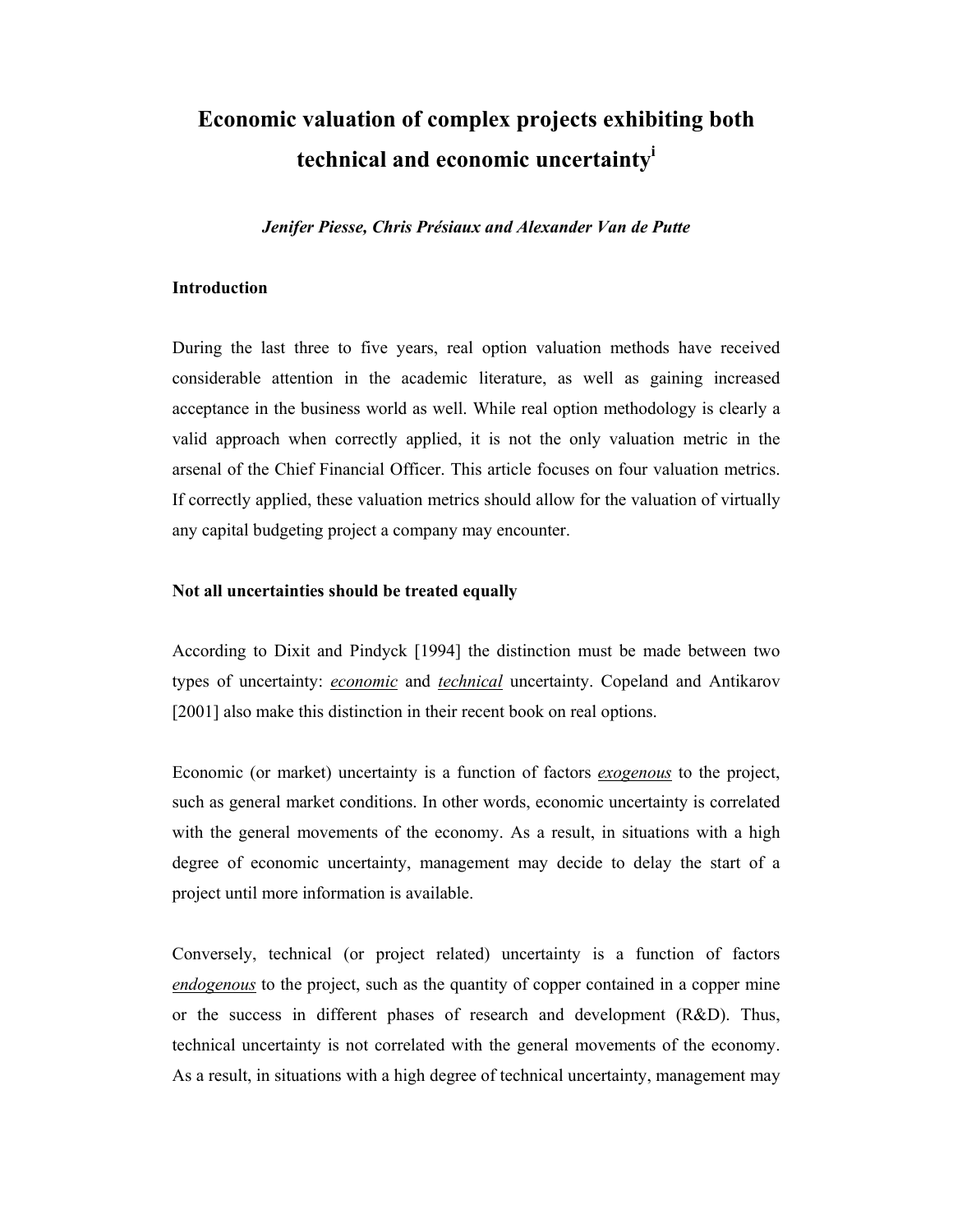# Economic valuation of complex projects exhibiting both technical and economic uncertainty[i]

***Jenifer Piesse, Chris Présiaux and Alexander Van de Putte***

## Introduction

During the last three to five years, real option valuation methods have received considerable attention in the academic literature, as well as gaining increased acceptance in the business world as well. While real option methodology is clearly a valid approach when correctly applied, it is not the only valuation metric in the arsenal of the Chief Financial Officer. This article focuses on four valuation metrics. If correctly applied, these valuation metrics should allow for the valuation of virtually any capital budgeting project a company may encounter.

## Not all uncertainties should be treated equally

According to Dixit and Pindyck [1994] the distinction must be made between two types of uncertainty: *economic* and *technical* uncertainty. Copeland and Antikarov [2001] also make this distinction in their recent book on real options.

Economic (or market) uncertainty is a function of factors *exogenous* to the project, such as general market conditions. In other words, economic uncertainty is correlated with the general movements of the economy. As a result, in situations with a high degree of economic uncertainty, management may decide to delay the start of a project until more information is available.

Conversely, technical (or project related) uncertainty is a function of factors *endogenous* to the project, such as the quantity of copper contained in a copper mine or the success in different phases of research and development (R&D). Thus, technical uncertainty is not correlated with the general movements of the economy. As a result, in situations with a high degree of technical uncertainty, management may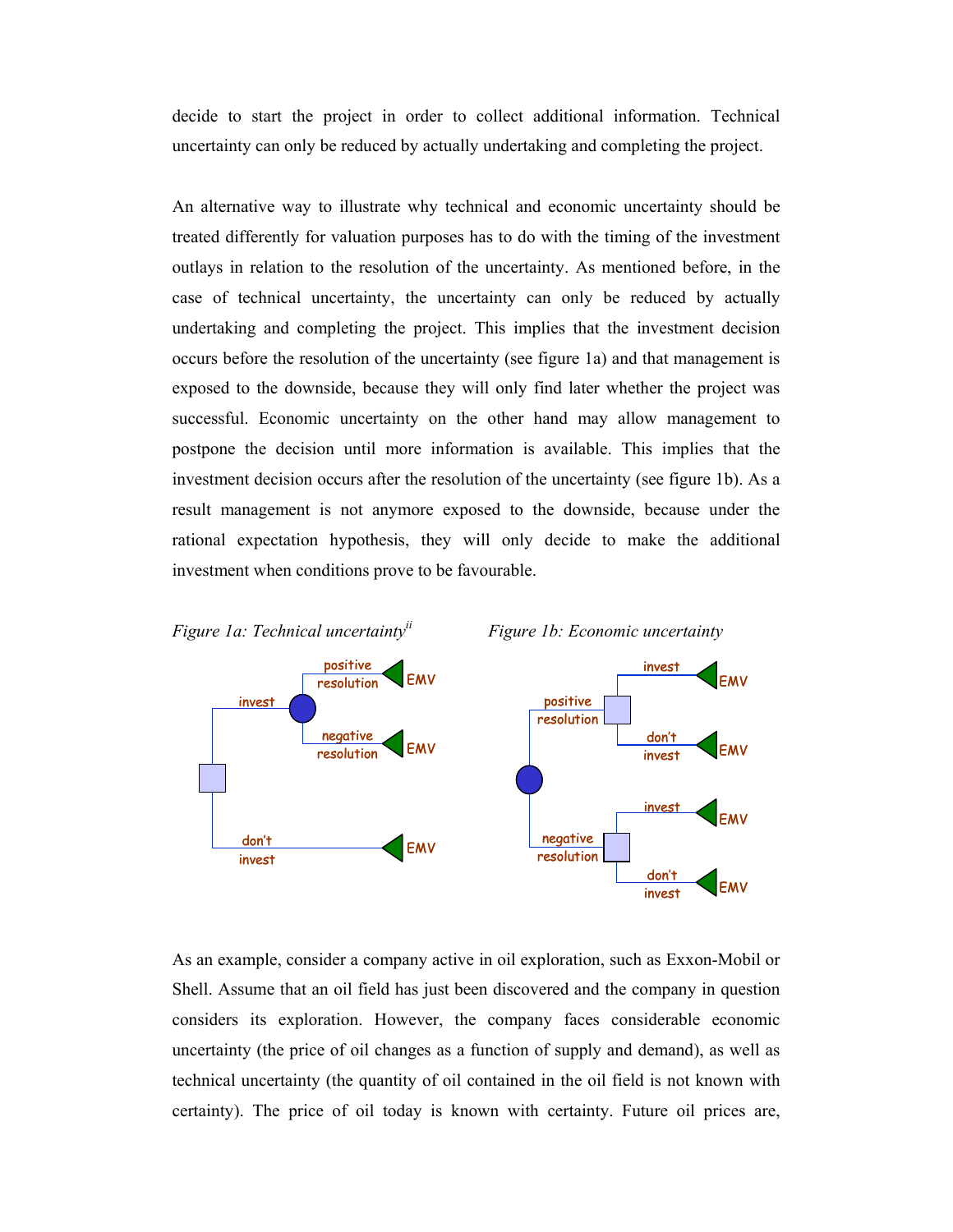decide to start the project in order to collect additional information. Technical uncertainty can only be reduced by actually undertaking and completing the project.

An alternative way to illustrate why technical and economic uncertainty should be treated differently for valuation purposes has to do with the timing of the investment outlays in relation to the resolution of the uncertainty. As mentioned before, in the case of technical uncertainty, the uncertainty can only be reduced by actually undertaking and completing the project. This implies that the investment decision occurs before the resolution of the uncertainty (see figure 1a) and that management is exposed to the downside, because they will only find later whether the project was successful. Economic uncertainty on the other hand may allow management to postpone the decision until more information is available. This implies that the investment decision occurs after the resolution of the uncertainty (see figure 1b). As a result management is not anymore exposed to the downside, because under the rational expectation hypothesis, they will only decide to make the additional investment when conditions prove to be favourable.

*Figure 1a: Technical uncertainty*[ii]

*Figure 1b: Economic uncertainty*

As an example, consider a company active in oil exploration, such as Exxon-Mobil or Shell. Assume that an oil field has just been discovered and the company in question considers its exploration. However, the company faces considerable economic uncertainty (the price of oil changes as a function of supply and demand), as well as technical uncertainty (the quantity of oil contained in the oil field is not known with certainty). The price of oil today is known with certainty. Future oil prices are,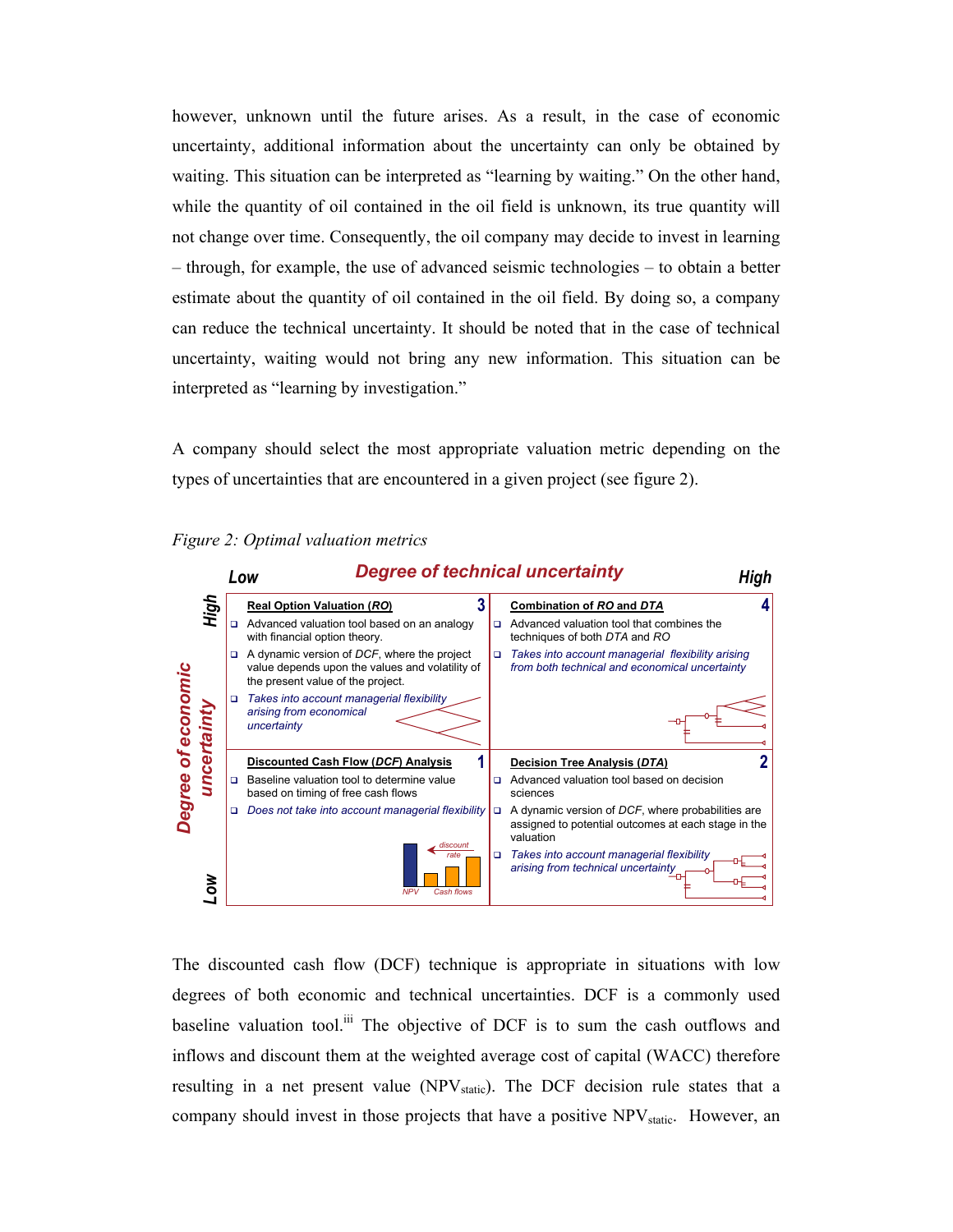however, unknown until the future arises. As a result, in the case of economic uncertainty, additional information about the uncertainty can only be obtained by waiting. This situation can be interpreted as "learning by waiting." On the other hand, while the quantity of oil contained in the oil field is unknown, its true quantity will not change over time. Consequently, the oil company may decide to invest in learning – through, for example, the use of advanced seismic technologies – to obtain a better estimate about the quantity of oil contained in the oil field. By doing so, a company can reduce the technical uncertainty. It should be noted that in the case of technical uncertainty, waiting would not bring any new information. This situation can be interpreted as "learning by investigation."

A company should select the most appropriate valuation metric depending on the types of uncertainties that are encountered in a given project (see figure 2).

*Figure 2: Optimal valuation metrics*

| Degree of economic uncertainty \ Degree of technical uncertainty | Low | High |
|---|---|---|
| **High** | **Real Option Valuation (*RO*)** 3<br>- Advanced valuation tool based on an analogy with financial option theory.<br>- A dynamic version of *DCF*, where the project value depends upon the values and volatility of the present value of the project.<br>- *Takes into account managerial flexibility arising from economical uncertainty* | **Combination of *RO* and *DTA*** 4<br>- Advanced valuation tool that combines the techniques of both *DTA* and *RO*<br>- *Takes into account managerial flexibility arising from both technical and economical uncertainty* |
| **Low** | **Discounted Cash Flow (*DCF*) Analysis** 1<br>- Baseline valuation tool to determine value based on timing of free cash flows<br>- *Does not take into account managerial flexibility*<br>(NPV, discount rate, Cash flows) | **Decision Tree Analysis (*DTA*)** 2<br>- Advanced valuation tool based on decision sciences<br>- A dynamic version of *DCF*, where probabilities are assigned to potential outcomes at each stage in the valuation<br>- *Takes into account managerial flexibility arising from technical uncertainty* |

The discounted cash flow (DCF) technique is appropriate in situations with low degrees of both economic and technical uncertainties. DCF is a commonly used baseline valuation tool.[iii] The objective of DCF is to sum the cash outflows and inflows and discount them at the weighted average cost of capital (WACC) therefore resulting in a net present value ($NPV_{static}$). The DCF decision rule states that a company should invest in those projects that have a positive $NPV_{static}$. However, an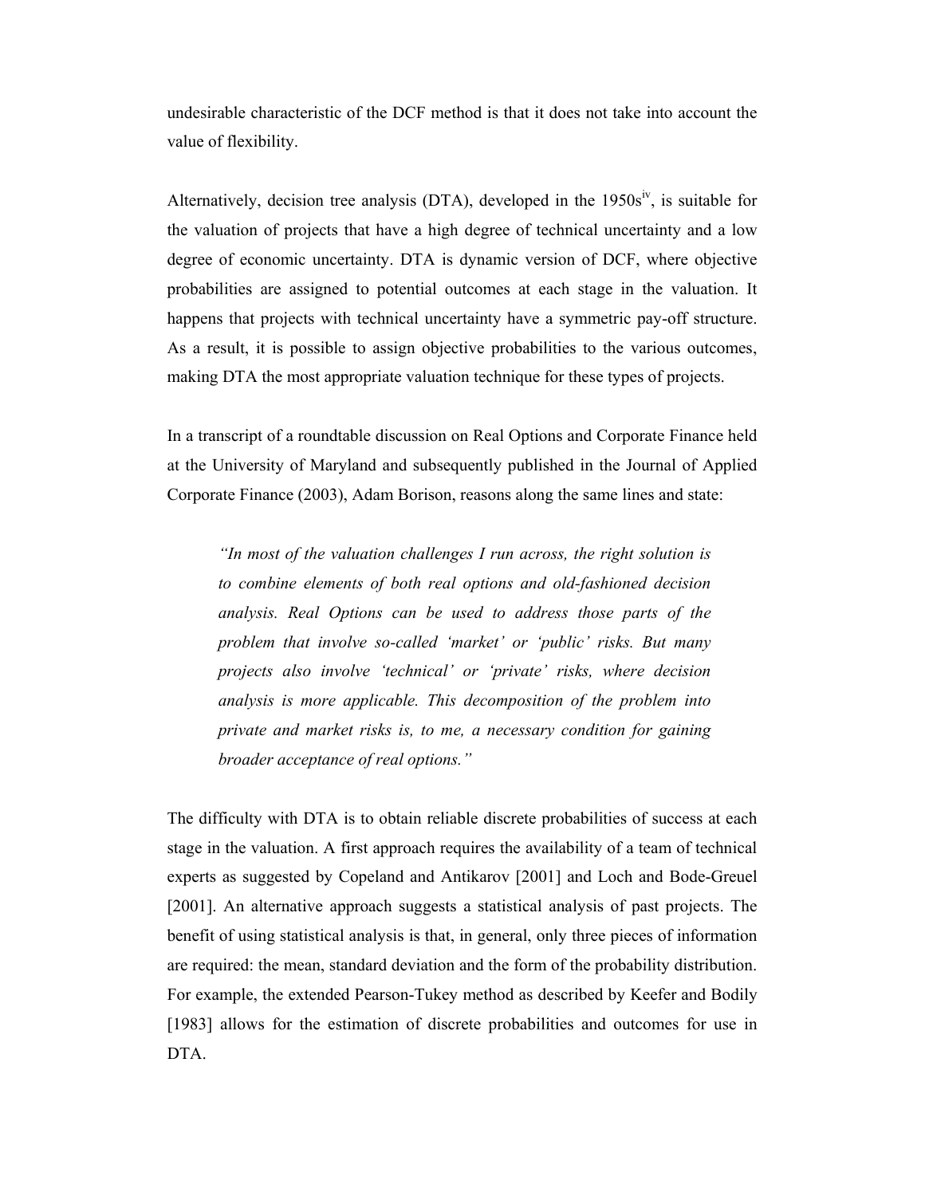undesirable characteristic of the DCF method is that it does not take into account the value of flexibility.

Alternatively, decision tree analysis (DTA), developed in the 1950s[iv], is suitable for the valuation of projects that have a high degree of technical uncertainty and a low degree of economic uncertainty. DTA is dynamic version of DCF, where objective probabilities are assigned to potential outcomes at each stage in the valuation. It happens that projects with technical uncertainty have a symmetric pay-off structure. As a result, it is possible to assign objective probabilities to the various outcomes, making DTA the most appropriate valuation technique for these types of projects.

In a transcript of a roundtable discussion on Real Options and Corporate Finance held at the University of Maryland and subsequently published in the Journal of Applied Corporate Finance (2003), Adam Borison, reasons along the same lines and state:

> *"In most of the valuation challenges I run across, the right solution is to combine elements of both real options and old-fashioned decision analysis. Real Options can be used to address those parts of the problem that involve so-called 'market' or 'public' risks. But many projects also involve 'technical' or 'private' risks, where decision analysis is more applicable. This decomposition of the problem into private and market risks is, to me, a necessary condition for gaining broader acceptance of real options."*

The difficulty with DTA is to obtain reliable discrete probabilities of success at each stage in the valuation. A first approach requires the availability of a team of technical experts as suggested by Copeland and Antikarov [2001] and Loch and Bode-Greuel [2001]. An alternative approach suggests a statistical analysis of past projects. The benefit of using statistical analysis is that, in general, only three pieces of information are required: the mean, standard deviation and the form of the probability distribution. For example, the extended Pearson-Tukey method as described by Keefer and Bodily [1983] allows for the estimation of discrete probabilities and outcomes for use in DTA.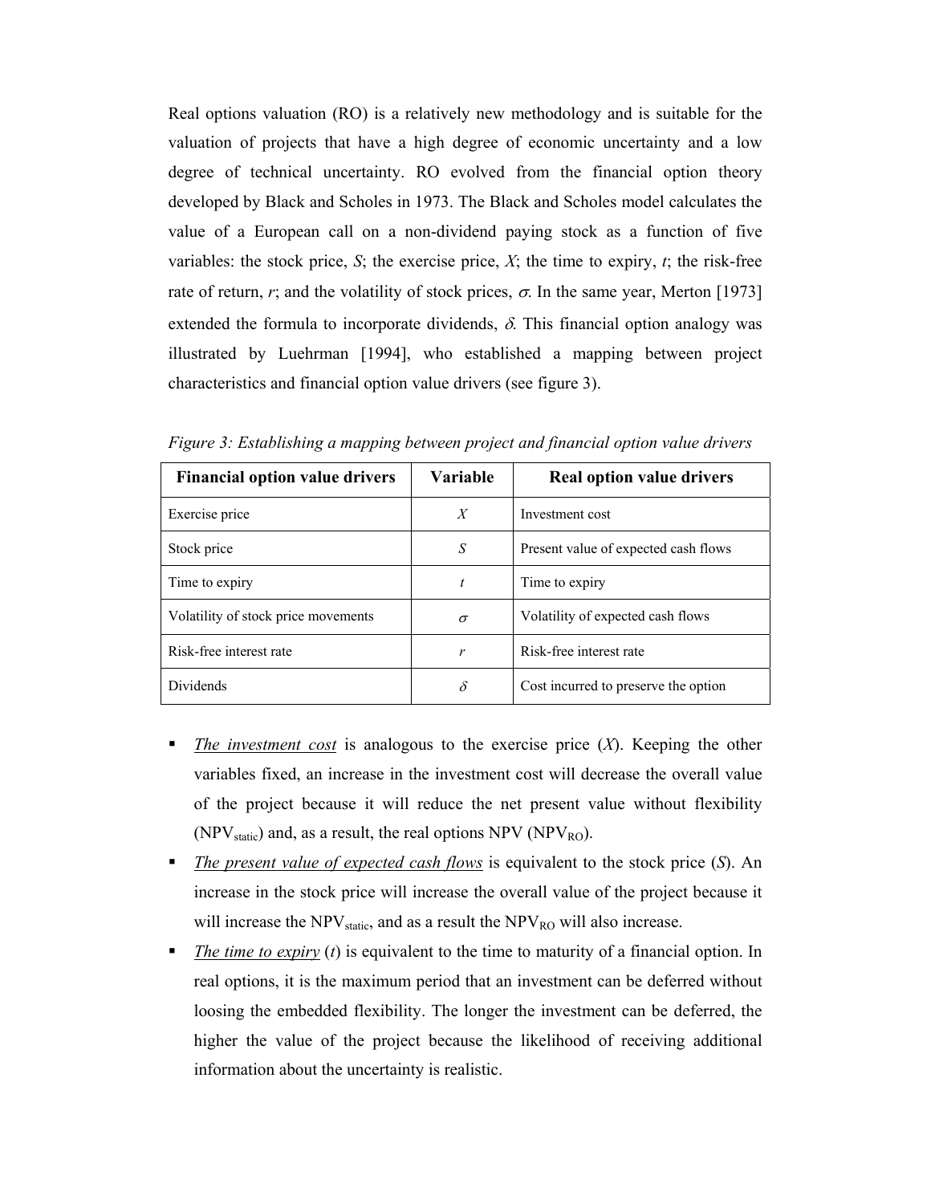Real options valuation (RO) is a relatively new methodology and is suitable for the valuation of projects that have a high degree of economic uncertainty and a low degree of technical uncertainty. RO evolved from the financial option theory developed by Black and Scholes in 1973. The Black and Scholes model calculates the value of a European call on a non-dividend paying stock as a function of five variables: the stock price, $S$; the exercise price, $X$; the time to expiry, $t$; the risk-free rate of return, $r$; and the volatility of stock prices, $\sigma$. In the same year, Merton [1973] extended the formula to incorporate dividends, $\delta$. This financial option analogy was illustrated by Luehrman [1994], who established a mapping between project characteristics and financial option value drivers (see figure 3).

*Figure 3: Establishing a mapping between project and financial option value drivers*

| Financial option value drivers | Variable | Real option value drivers |
|---|---|---|
| Exercise price | $X$ | Investment cost |
| Stock price | $S$ | Present value of expected cash flows |
| Time to expiry | $t$ | Time to expiry |
| Volatility of stock price movements | $\sigma$ | Volatility of expected cash flows |
| Risk-free interest rate | $r$ | Risk-free interest rate |
| Dividends | $\delta$ | Cost incurred to preserve the option |

- *The investment cost* is analogous to the exercise price ($X$). Keeping the other variables fixed, an increase in the investment cost will decrease the overall value of the project because it will reduce the net present value without flexibility ($NPV_{static}$) and, as a result, the real options NPV ($NPV_{RO}$).
- *The present value of expected cash flows* is equivalent to the stock price ($S$). An increase in the stock price will increase the overall value of the project because it will increase the $NPV_{static}$, and as a result the $NPV_{RO}$ will also increase.
- *The time to expiry* ($t$) is equivalent to the time to maturity of a financial option. In real options, it is the maximum period that an investment can be deferred without loosing the embedded flexibility. The longer the investment can be deferred, the higher the value of the project because the likelihood of receiving additional information about the uncertainty is realistic.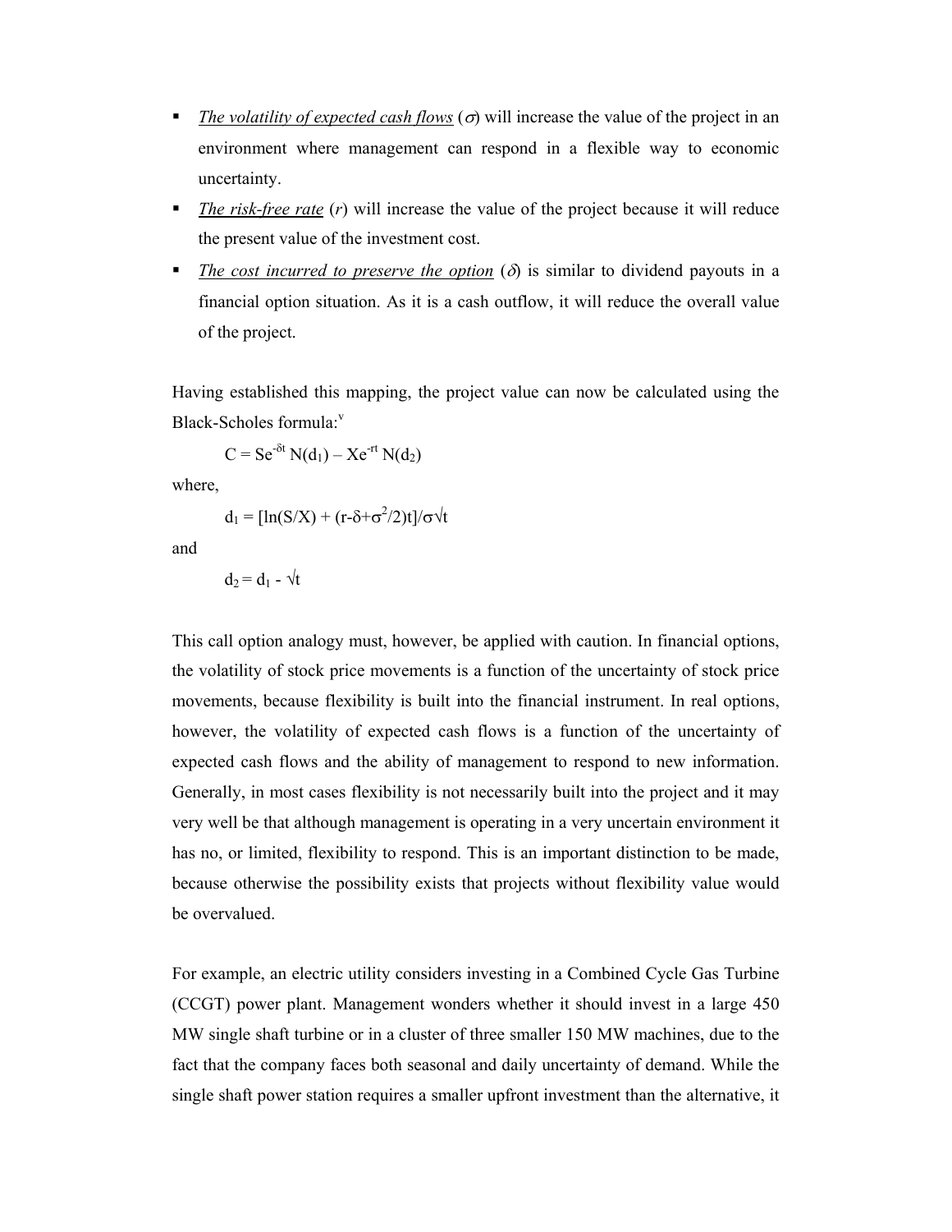- *The volatility of expected cash flows* ($\sigma$) will increase the value of the project in an environment where management can respond in a flexible way to economic uncertainty.
- *The risk-free rate* ($r$) will increase the value of the project because it will reduce the present value of the investment cost.
- *The cost incurred to preserve the option* ($\delta$) is similar to dividend payouts in a financial option situation. As it is a cash outflow, it will reduce the overall value of the project.

Having established this mapping, the project value can now be calculated using the Black-Scholes formula:[v]

$$C = Se^{-\delta t} N(d_1) - Xe^{-rt} N(d_2)$$

where,

$$d_1 = [\ln(S/X) + (r-\delta+\sigma^2/2)t]/\sigma\sqrt{t}$$

and

$$d_2 = d_1 - \sqrt{t}$$

This call option analogy must, however, be applied with caution. In financial options, the volatility of stock price movements is a function of the uncertainty of stock price movements, because flexibility is built into the financial instrument. In real options, however, the volatility of expected cash flows is a function of the uncertainty of expected cash flows and the ability of management to respond to new information. Generally, in most cases flexibility is not necessarily built into the project and it may very well be that although management is operating in a very uncertain environment it has no, or limited, flexibility to respond. This is an important distinction to be made, because otherwise the possibility exists that projects without flexibility value would be overvalued.

For example, an electric utility considers investing in a Combined Cycle Gas Turbine (CCGT) power plant. Management wonders whether it should invest in a large 450 MW single shaft turbine or in a cluster of three smaller 150 MW machines, due to the fact that the company faces both seasonal and daily uncertainty of demand. While the single shaft power station requires a smaller upfront investment than the alternative, it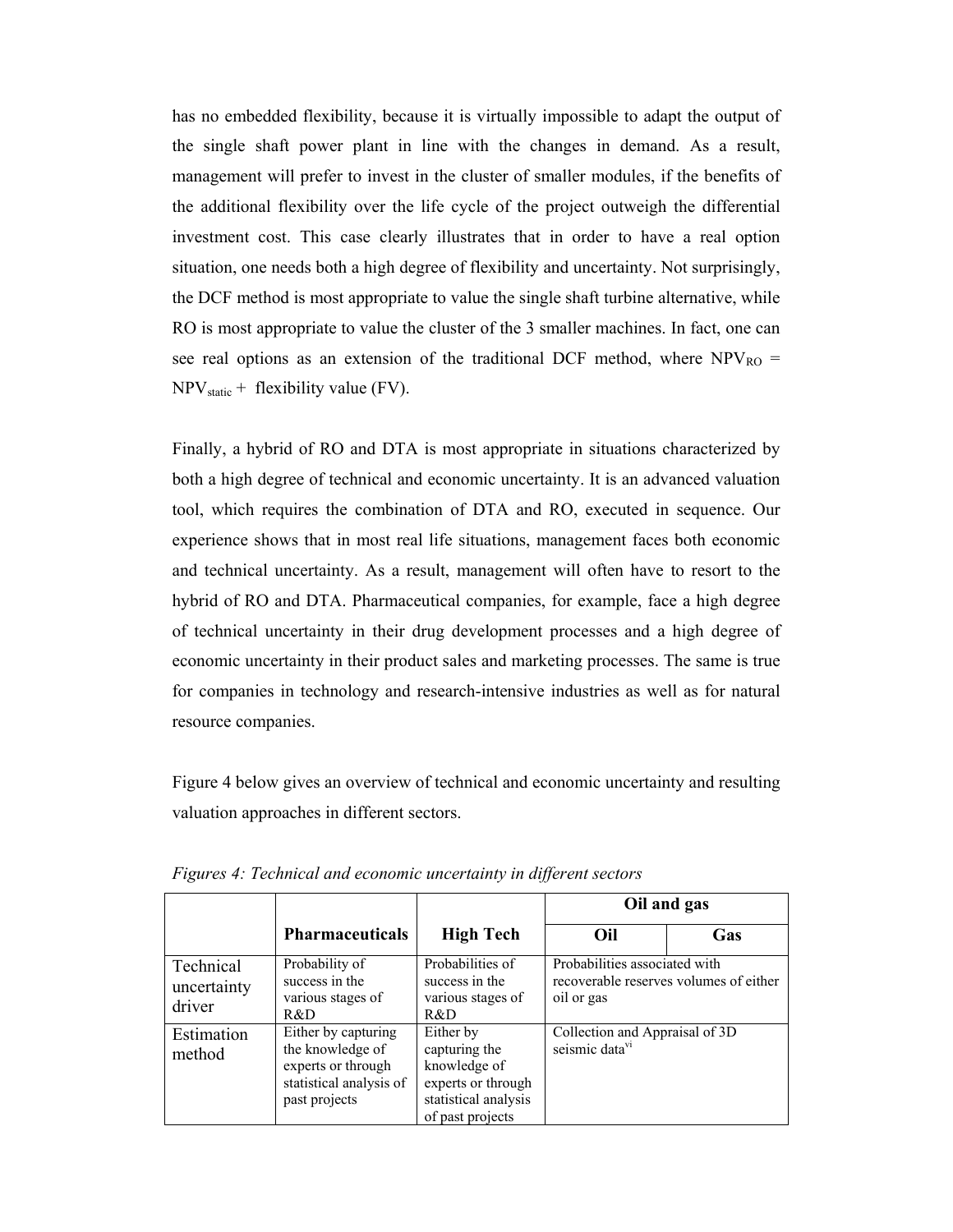has no embedded flexibility, because it is virtually impossible to adapt the output of the single shaft power plant in line with the changes in demand. As a result, management will prefer to invest in the cluster of smaller modules, if the benefits of the additional flexibility over the life cycle of the project outweigh the differential investment cost. This case clearly illustrates that in order to have a real option situation, one needs both a high degree of flexibility and uncertainty. Not surprisingly, the DCF method is most appropriate to value the single shaft turbine alternative, while RO is most appropriate to value the cluster of the 3 smaller machines. In fact, one can see real options as an extension of the traditional DCF method, where $NPV_{RO} = NPV_{static} +$ flexibility value (FV).

Finally, a hybrid of RO and DTA is most appropriate in situations characterized by both a high degree of technical and economic uncertainty. It is an advanced valuation tool, which requires the combination of DTA and RO, executed in sequence. Our experience shows that in most real life situations, management faces both economic and technical uncertainty. As a result, management will often have to resort to the hybrid of RO and DTA. Pharmaceutical companies, for example, face a high degree of technical uncertainty in their drug development processes and a high degree of economic uncertainty in their product sales and marketing processes. The same is true for companies in technology and research-intensive industries as well as for natural resource companies.

Figure 4 below gives an overview of technical and economic uncertainty and resulting valuation approaches in different sectors.

*Figures 4: Technical and economic uncertainty in different sectors*

| | | | Oil and gas | |
|---|---|---|---|---|
| | **Pharmaceuticals** | **High Tech** | **Oil** | **Gas** |
| Technical uncertainty driver | Probability of success in the various stages of R&D | Probabilities of success in the various stages of R&D | Probabilities associated with recoverable reserves volumes of either oil or gas | |
| Estimation method | Either by capturing the knowledge of experts or through statistical analysis of past projects | Either by capturing the knowledge of experts or through statistical analysis of past projects | Collection and Appraisal of 3D seismic data[vi] | |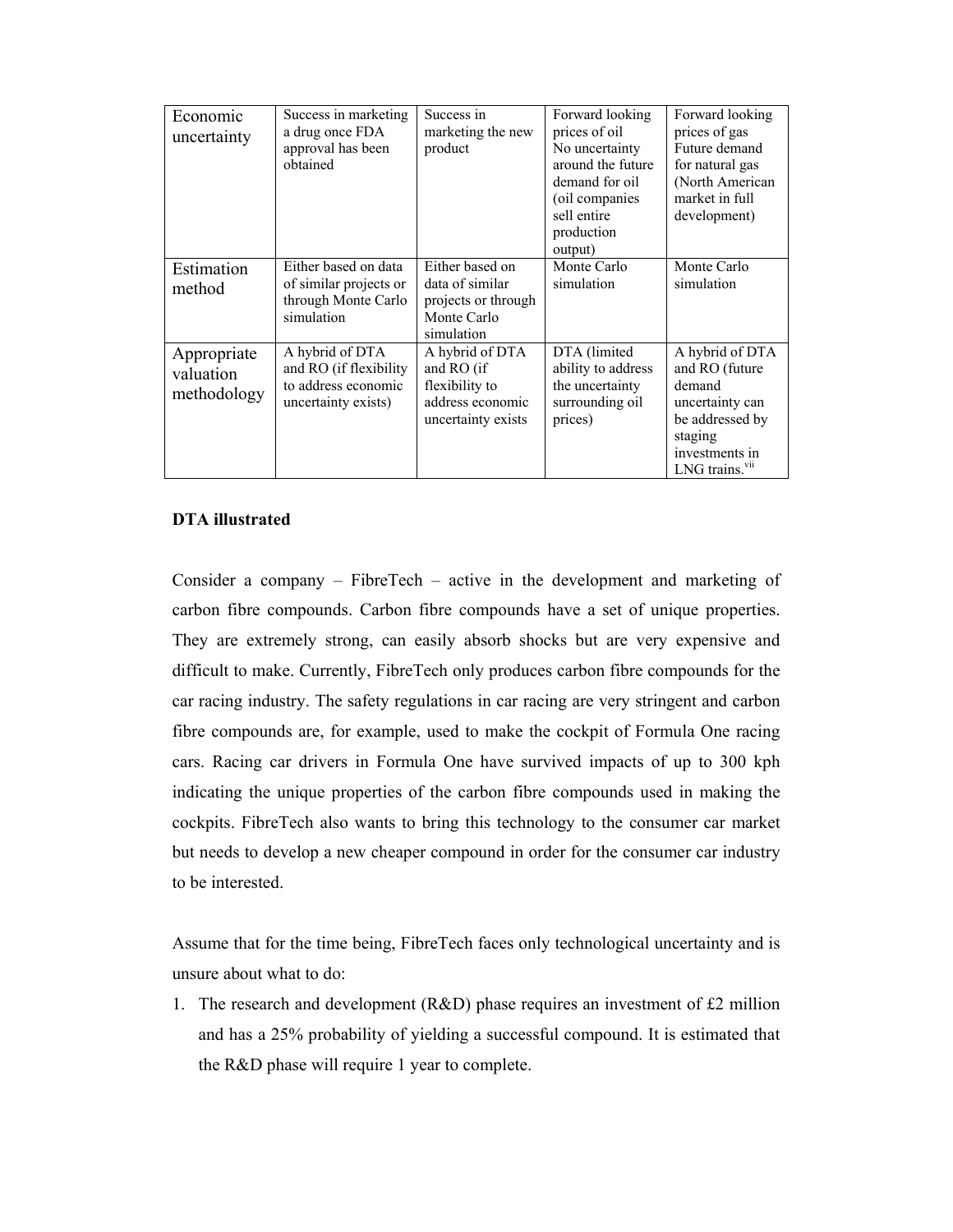| Economic uncertainty | Success in marketing a drug once FDA approval has been obtained | Success in marketing the new product | Forward looking prices of oil No uncertainty around the future demand for oil (oil companies sell entire production output) | Forward looking prices of gas Future demand for natural gas (North American market in full development) |
|---|---|---|---|---|
| Estimation method | Either based on data of similar projects or through Monte Carlo simulation | Either based on data of similar projects or through Monte Carlo simulation | Monte Carlo simulation | Monte Carlo simulation |
| Appropriate valuation methodology | A hybrid of DTA and RO (if flexibility to address economic uncertainty exists) | A hybrid of DTA and RO (if flexibility to address economic uncertainty exists | DTA (limited ability to address the uncertainty surrounding oil prices) | A hybrid of DTA and RO (future demand uncertainty can be addressed by staging investments in LNG trains.[vii] |

**DTA illustrated**

Consider a company – FibreTech – active in the development and marketing of carbon fibre compounds. Carbon fibre compounds have a set of unique properties. They are extremely strong, can easily absorb shocks but are very expensive and difficult to make. Currently, FibreTech only produces carbon fibre compounds for the car racing industry. The safety regulations in car racing are very stringent and carbon fibre compounds are, for example, used to make the cockpit of Formula One racing cars. Racing car drivers in Formula One have survived impacts of up to 300 kph indicating the unique properties of the carbon fibre compounds used in making the cockpits. FibreTech also wants to bring this technology to the consumer car market but needs to develop a new cheaper compound in order for the consumer car industry to be interested.

Assume that for the time being, FibreTech faces only technological uncertainty and is unsure about what to do:

1. The research and development (R&D) phase requires an investment of £2 million and has a 25% probability of yielding a successful compound. It is estimated that the R&D phase will require 1 year to complete.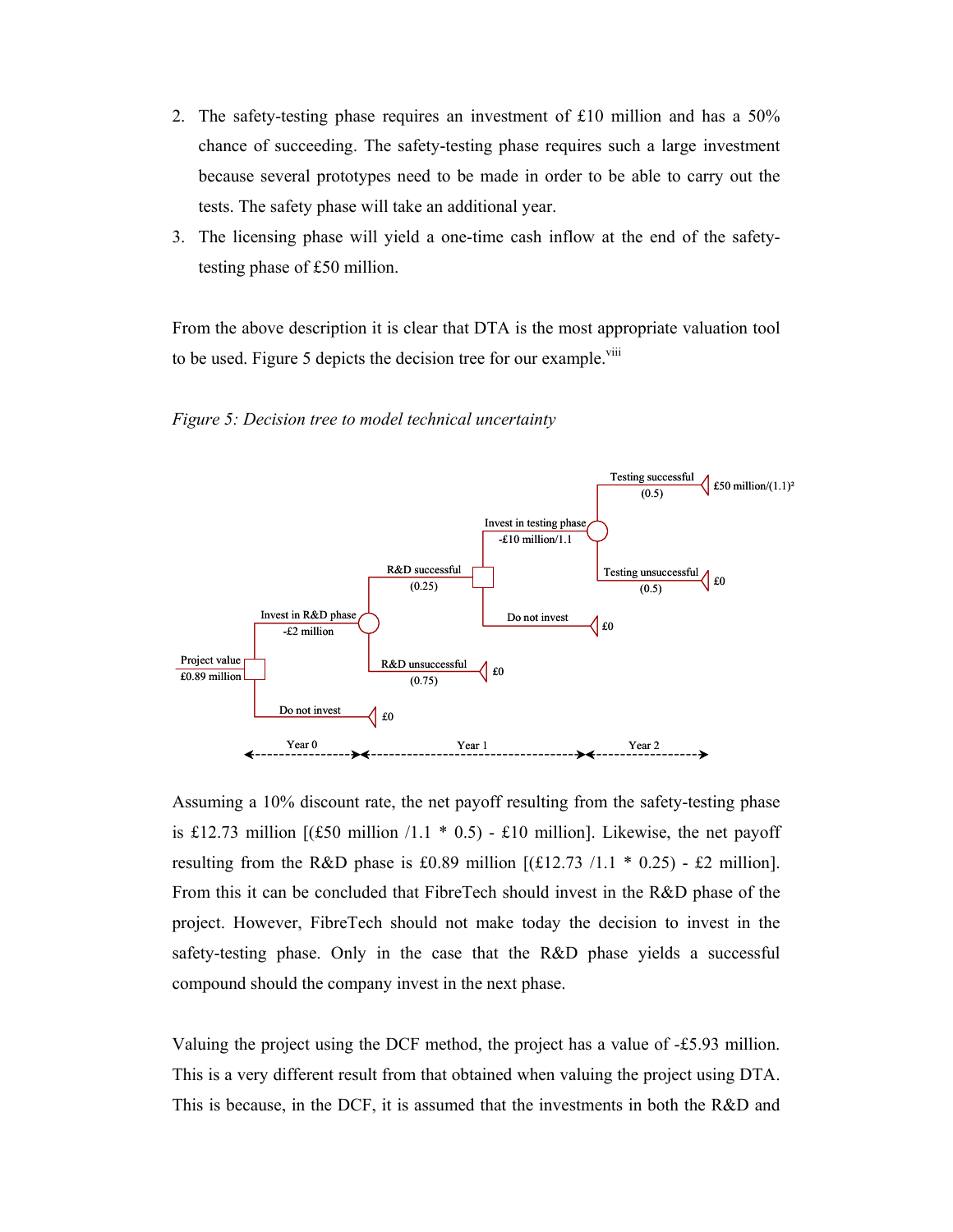2. The safety-testing phase requires an investment of £10 million and has a 50% chance of succeeding. The safety-testing phase requires such a large investment because several prototypes need to be made in order to be able to carry out the tests. The safety phase will take an additional year.
3. The licensing phase will yield a one-time cash inflow at the end of the safety-testing phase of £50 million.

From the above description it is clear that DTA is the most appropriate valuation tool to be used. Figure 5 depicts the decision tree for our example.[viii]

*Figure 5: Decision tree to model technical uncertainty*

Assuming a 10% discount rate, the net payoff resulting from the safety-testing phase is £12.73 million [(£50 million /1.1 * 0.5) - £10 million]. Likewise, the net payoff resulting from the R&D phase is £0.89 million [(£12.73 /1.1 * 0.25) - £2 million]. From this it can be concluded that FibreTech should invest in the R&D phase of the project. However, FibreTech should not make today the decision to invest in the safety-testing phase. Only in the case that the R&D phase yields a successful compound should the company invest in the next phase.

Valuing the project using the DCF method, the project has a value of -£5.93 million. This is a very different result from that obtained when valuing the project using DTA. This is because, in the DCF, it is assumed that the investments in both the R&D and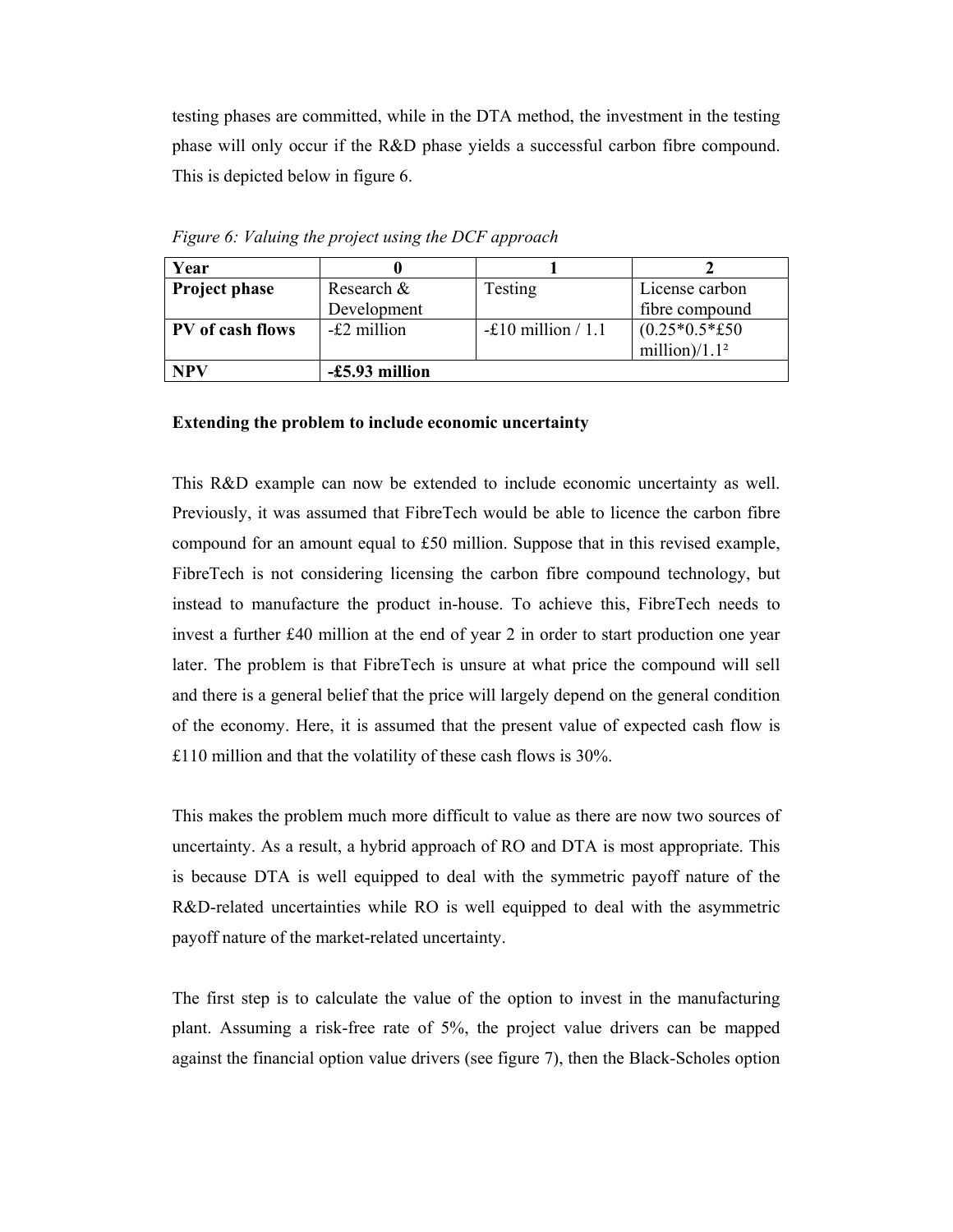testing phases are committed, while in the DTA method, the investment in the testing phase will only occur if the R&D phase yields a successful carbon fibre compound. This is depicted below in figure 6.

*Figure 6: Valuing the project using the DCF approach*

| **Year** | **0** | **1** | **2** |
|---|---|---|---|
| **Project phase** | Research & Development | Testing | License carbon fibre compound |
| **PV of cash flows** | -£2 million | -£10 million / 1.1 | $(0.25*0.5*£50\ \text{million})/1.1^2$ |
| **NPV** | **-£5.93 million** | | |

**Extending the problem to include economic uncertainty**

This R&D example can now be extended to include economic uncertainty as well. Previously, it was assumed that FibreTech would be able to licence the carbon fibre compound for an amount equal to £50 million. Suppose that in this revised example, FibreTech is not considering licensing the carbon fibre compound technology, but instead to manufacture the product in-house. To achieve this, FibreTech needs to invest a further £40 million at the end of year 2 in order to start production one year later. The problem is that FibreTech is unsure at what price the compound will sell and there is a general belief that the price will largely depend on the general condition of the economy. Here, it is assumed that the present value of expected cash flow is £110 million and that the volatility of these cash flows is 30%.

This makes the problem much more difficult to value as there are now two sources of uncertainty. As a result, a hybrid approach of RO and DTA is most appropriate. This is because DTA is well equipped to deal with the symmetric payoff nature of the R&D-related uncertainties while RO is well equipped to deal with the asymmetric payoff nature of the market-related uncertainty.

The first step is to calculate the value of the option to invest in the manufacturing plant. Assuming a risk-free rate of 5%, the project value drivers can be mapped against the financial option value drivers (see figure 7), then the Black-Scholes option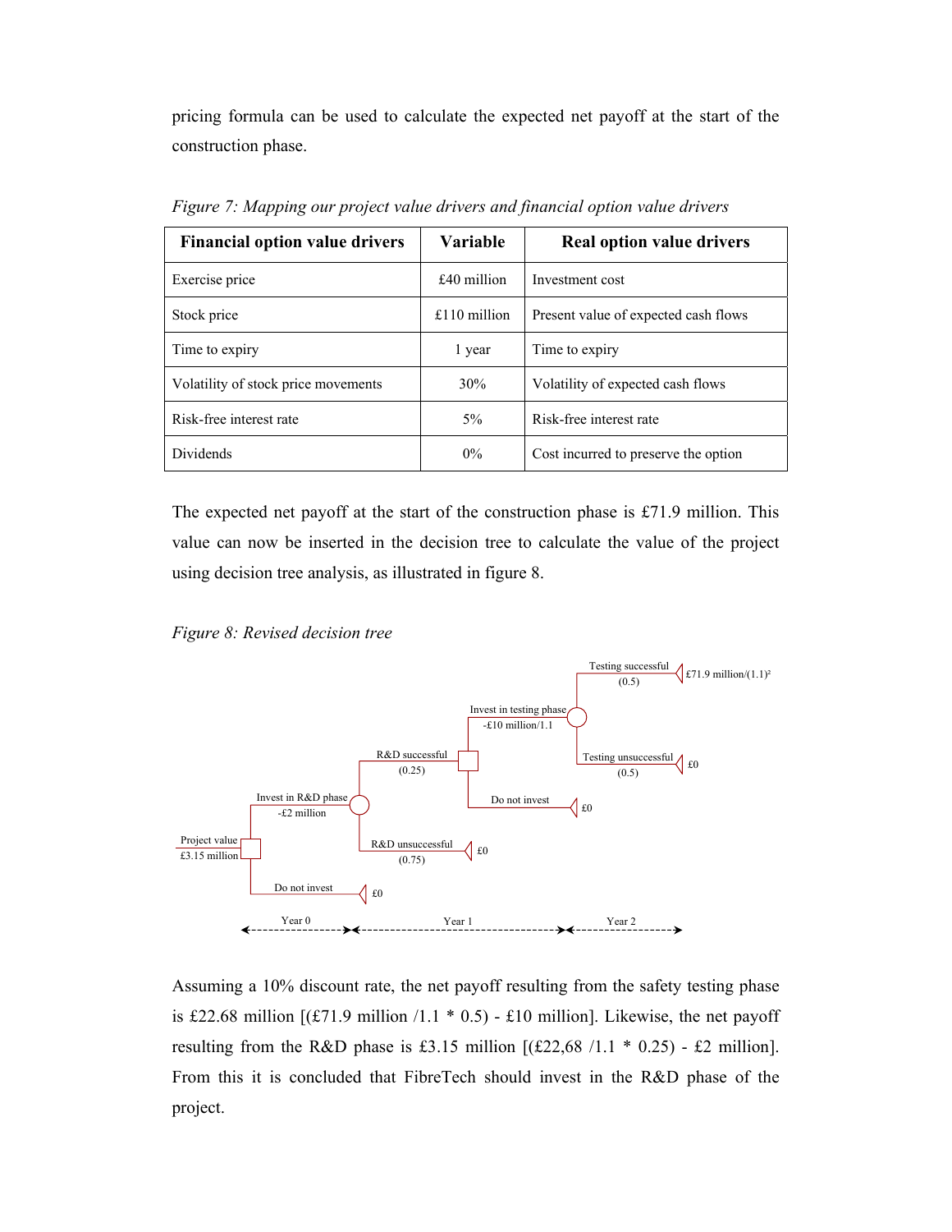pricing formula can be used to calculate the expected net payoff at the start of the construction phase.

*Figure 7: Mapping our project value drivers and financial option value drivers*

| Financial option value drivers | Variable | Real option value drivers |
| --- | --- | --- |
| Exercise price | £40 million | Investment cost |
| Stock price | £110 million | Present value of expected cash flows |
| Time to expiry | 1 year | Time to expiry |
| Volatility of stock price movements | 30% | Volatility of expected cash flows |
| Risk-free interest rate | 5% | Risk-free interest rate |
| Dividends | 0% | Cost incurred to preserve the option |

The expected net payoff at the start of the construction phase is £71.9 million. This value can now be inserted in the decision tree to calculate the value of the project using decision tree analysis, as illustrated in figure 8.

*Figure 8: Revised decision tree*

Project value £3.15 million — Invest in R&D phase -£2 million; Do not invest £0

R&D successful (0.25) — Invest in testing phase -£10 million/1.1; Do not invest £0

R&D unsuccessful (0.75) £0

Testing successful (0.5) £71.9 million/$(1.1)^2$

Testing unsuccessful (0.5) £0

Year 0 — Year 1 — Year 2

Assuming a 10% discount rate, the net payoff resulting from the safety testing phase is £22.68 million [(£71.9 million /1.1 * 0.5) - £10 million]. Likewise, the net payoff resulting from the R&D phase is £3.15 million [(£22,68 /1.1 * 0.25) - £2 million]. From this it is concluded that FibreTech should invest in the R&D phase of the project.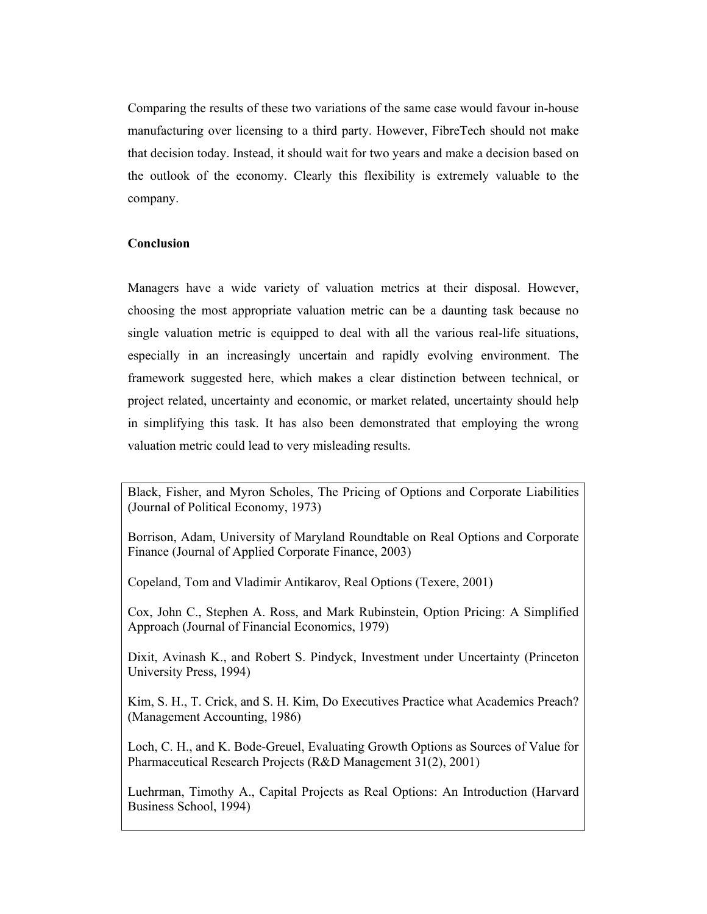Comparing the results of these two variations of the same case would favour in-house manufacturing over licensing to a third party. However, FibreTech should not make that decision today. Instead, it should wait for two years and make a decision based on the outlook of the economy. Clearly this flexibility is extremely valuable to the company.

## Conclusion

Managers have a wide variety of valuation metrics at their disposal. However, choosing the most appropriate valuation metric can be a daunting task because no single valuation metric is equipped to deal with all the various real-life situations, especially in an increasingly uncertain and rapidly evolving environment. The framework suggested here, which makes a clear distinction between technical, or project related, uncertainty and economic, or market related, uncertainty should help in simplifying this task. It has also been demonstrated that employing the wrong valuation metric could lead to very misleading results.

Black, Fisher, and Myron Scholes, The Pricing of Options and Corporate Liabilities (Journal of Political Economy, 1973)

Borrison, Adam, University of Maryland Roundtable on Real Options and Corporate Finance (Journal of Applied Corporate Finance, 2003)

Copeland, Tom and Vladimir Antikarov, Real Options (Texere, 2001)

Cox, John C., Stephen A. Ross, and Mark Rubinstein, Option Pricing: A Simplified Approach (Journal of Financial Economics, 1979)

Dixit, Avinash K., and Robert S. Pindyck, Investment under Uncertainty (Princeton University Press, 1994)

Kim, S. H., T. Crick, and S. H. Kim, Do Executives Practice what Academics Preach? (Management Accounting, 1986)

Loch, C. H., and K. Bode-Greuel, Evaluating Growth Options as Sources of Value for Pharmaceutical Research Projects (R&D Management 31(2), 2001)

Luehrman, Timothy A., Capital Projects as Real Options: An Introduction (Harvard Business School, 1994)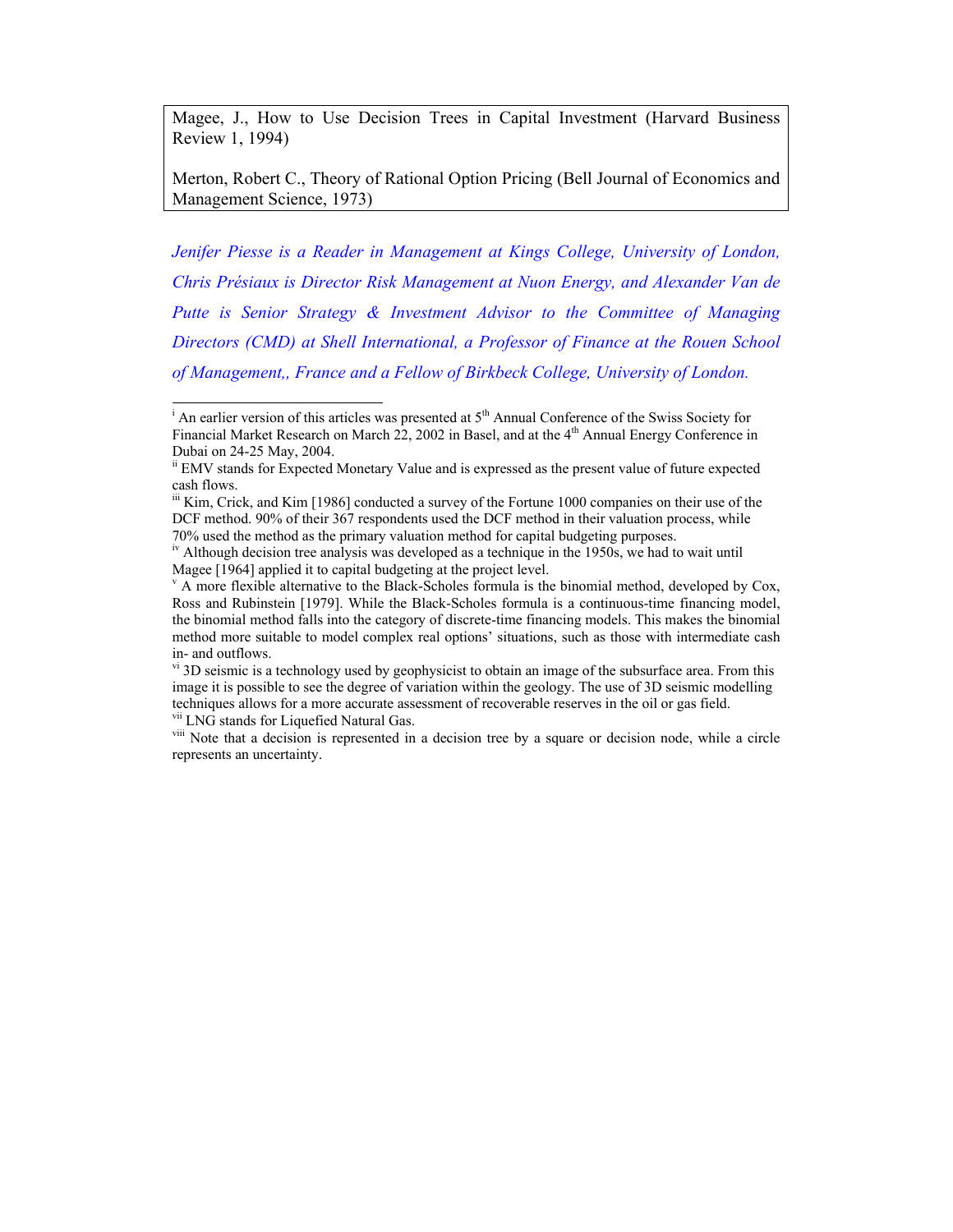Magee, J., How to Use Decision Trees in Capital Investment (Harvard Business Review 1, 1994)

Merton, Robert C., Theory of Rational Option Pricing (Bell Journal of Economics and Management Science, 1973)

*Jenifer Piesse is a Reader in Management at Kings College, University of London, Chris Présiaux is Director Risk Management at Nuon Energy, and Alexander Van de Putte is Senior Strategy & Investment Advisor to the Committee of Managing Directors (CMD) at Shell International, a Professor of Finance at the Rouen School of Management,, France and a Fellow of Birkbeck College, University of London.*

---

[i] An earlier version of this articles was presented at 5th Annual Conference of the Swiss Society for Financial Market Research on March 22, 2002 in Basel, and at the 4th Annual Energy Conference in Dubai on 24-25 May, 2004.

[ii] EMV stands for Expected Monetary Value and is expressed as the present value of future expected cash flows.

[iii] Kim, Crick, and Kim [1986] conducted a survey of the Fortune 1000 companies on their use of the DCF method. 90% of their 367 respondents used the DCF method in their valuation process, while 70% used the method as the primary valuation method for capital budgeting purposes.

[iv] Although decision tree analysis was developed as a technique in the 1950s, we had to wait until Magee [1964] applied it to capital budgeting at the project level.

[v] A more flexible alternative to the Black-Scholes formula is the binomial method, developed by Cox, Ross and Rubinstein [1979]. While the Black-Scholes formula is a continuous-time financing model, the binomial method falls into the category of discrete-time financing models. This makes the binomial method more suitable to model complex real options' situations, such as those with intermediate cash in- and outflows.

[vi] 3D seismic is a technology used by geophysicist to obtain an image of the subsurface area. From this image it is possible to see the degree of variation within the geology. The use of 3D seismic modelling techniques allows for a more accurate assessment of recoverable reserves in the oil or gas field.

[vii] LNG stands for Liquefied Natural Gas.

[viii] Note that a decision is represented in a decision tree by a square or decision node, while a circle represents an uncertainty.